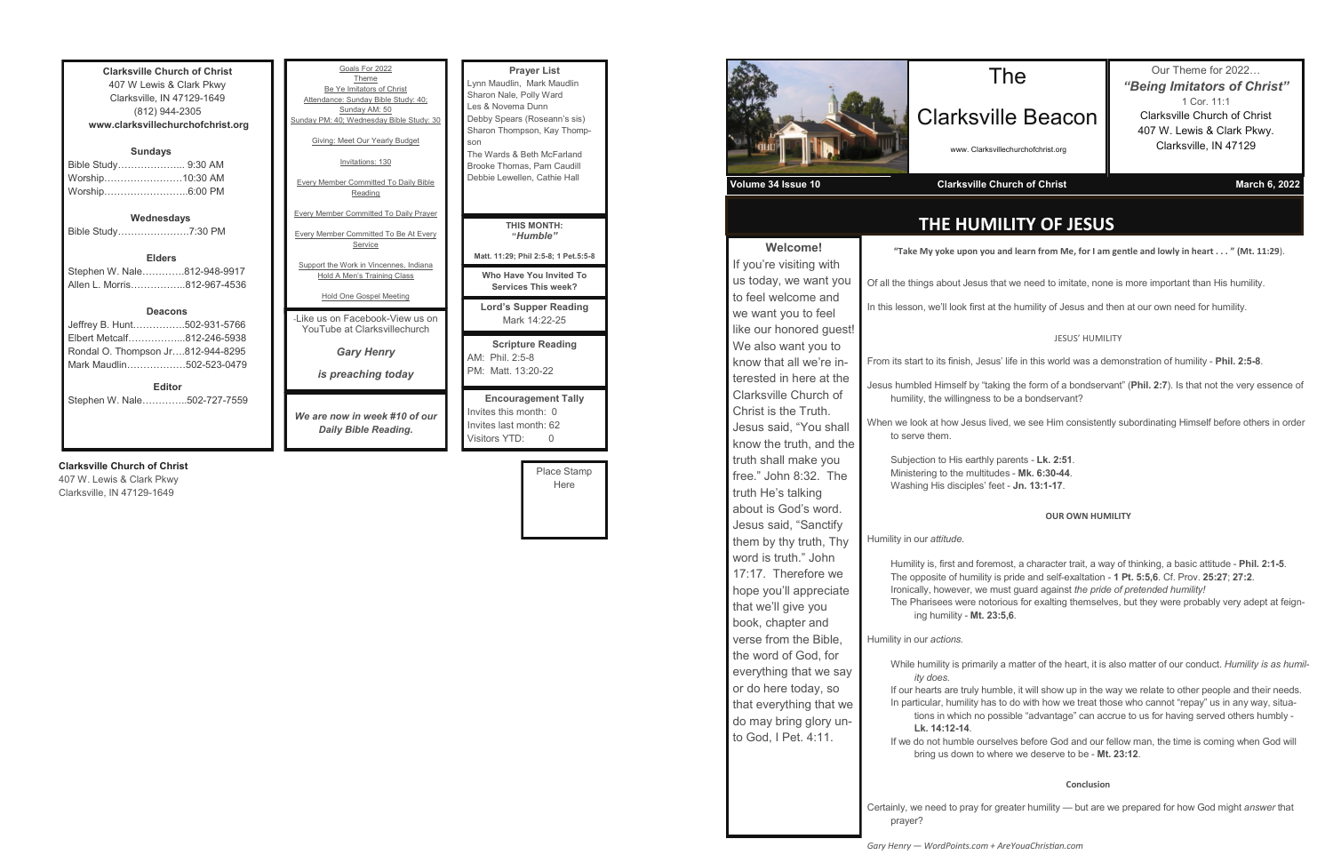**Clarksville Church of Christ**
407 W Lewis & Clark Pkwy
Clarksville, IN 47129-1649
(812) 944-2305
**www.clarksvillechurchofchrist.org**

**Sundays**
Bible Study………………... 9:30 AM
Worship……………………10:30 AM
Worship……………………..6:00 PM

**Wednesdays**
Bible Study………………….7:30 PM

**Elders**
Stephen W. Nale………….812-948-9917
Allen L. Morris……………..812-967-4536

**Deacons**
Jeffrey B. Hunt…………….502-931-5766
Elbert Metcalf……………...812-246-5938
Rondal O. Thompson Jr….812-944-8295
Mark Maudlin……………..502-523-0479

**Editor**
Stephen W. Nale…………..502-727-7559

Goals For 2022
Theme
Be Ye Imitators of Christ
Attendance: Sunday Bible Study: 40; Sunday AM: 50
Sunday PM: 40; Wednesday Bible Study: 30

Giving: Meet Our Yearly Budget

Invitations: 130

Every Member Committed To Daily Bible Reading

Every Member Committed To Daily Prayer

Every Member Committed To Be At Every Service

Support the Work in Vincennes, Indiana
Hold A Men's Training Class

Hold One Gospel Meeting

-Like us on Facebook-View us on YouTube at Clarksvillechurch

***Gary Henry***

***is preaching today***

***We are now in week #10 of our Daily Bible Reading.***

**Prayer List**
Lynn Maudlin, Mark Maudlin
Sharon Nale, Polly Ward
Les & Novema Dunn
Debby Spears (Roseann's sis)
Sharon Thompson, Kay Thompson
The Wards & Beth McFarland
Brooke Thomas, Pam Caudill
Debbie Lewellen, Cathie Hall

**THIS MONTH:**
***"Humble"***

**Matt. 11:29; Phil 2:5-8; 1 Pet.5:5-8**

**Who Have You Invited To Services This week?**

**Lord's Supper Reading**
Mark 14:22-25

**Scripture Reading**
AM: Phil. 2:5-8
PM: Matt. 13:20-22

**Encouragement Tally**
Invites this month: 0
Invites last month: 62
Visitors YTD: 0

**Clarksville Church of Christ**
407 W. Lewis & Clark Pkwy
Clarksville, IN 47129-1649

Place Stamp Here

# The Clarksville Beacon

www. Clarksvillechurchofchrist.org

Our Theme for 2022…
***"Being Imitators of Christ"***
1 Cor. 11:1
Clarksville Church of Christ
407 W. Lewis & Clark Pkwy.
Clarksville, IN 47129

**Volume 34 Issue 10** | **Clarksville Church of Christ** | **March 6, 2022**

## THE HUMILITY OF JESUS

**Welcome!**

If you're visiting with us today, we want you to feel welcome and we want you to feel like our honored guest! We also want you to know that all we're interested in here at the Clarksville Church of Christ is the Truth. Jesus said, "You shall know the truth, and the truth shall make you free." John 8:32. The truth He's talking about is God's word. Jesus said, "Sanctify them by thy truth, Thy word is truth." John 17:17. Therefore we hope you'll appreciate that we'll give you book, chapter and verse from the Bible, the word of God, for everything that we say or do here today, so that everything that we do may bring glory unto God, I Pet. 4:11.

**"Take My yoke upon you and learn from Me, for I am gentle and lowly in heart . . . " (Mt. 11:29**).

Of all the things about Jesus that we need to imitate, none is more important than His humility.

In this lesson, we'll look first at the humility of Jesus and then at our own need for humility.

JESUS' HUMILITY

From its start to its finish, Jesus' life in this world was a demonstration of humility - **Phil. 2:5-8**.

Jesus humbled Himself by "taking the form of a bondservant" (**Phil. 2:7**). Is that not the very essence of humility, the willingness to be a bondservant?

When we look at how Jesus lived, we see Him consistently subordinating Himself before others in order to serve them.

- Subjection to His earthly parents - **Lk. 2:51**.
- Ministering to the multitudes - **Mk. 6:30-44**.
- Washing His disciples' feet - **Jn. 13:1-17**.

**OUR OWN HUMILITY**

Humility in our *attitude.*

- Humility is, first and foremost, a character trait, a way of thinking, a basic attitude - **Phil. 2:1-5**.
- The opposite of humility is pride and self-exaltation - **1 Pt. 5:5,6**. Cf. Prov. **25:27**; **27:2**.
- Ironically, however, we must guard against *the pride of pretended humility!*
- The Pharisees were notorious for exalting themselves, but they were probably very adept at feigning humility - **Mt. 23:5,6**.

Humility in our *actions.*

- While humility is primarily a matter of the heart, it is also matter of our conduct. *Humility is as humility does.*
- If our hearts are truly humble, it will show up in the way we relate to other people and their needs.
- In particular, humility has to do with how we treat those who cannot "repay" us in any way, situations in which no possible "advantage" can accrue to us for having served others humbly - **Lk. 14:12-14**.
- If we do not humble ourselves before God and our fellow man, the time is coming when God will bring us down to where we deserve to be - **Mt. 23:12**.

**Conclusion**

Certainly, we need to pray for greater humility — but are we prepared for how God might *answer* that prayer?

*Gary Henry — WordPoints.com + AreYouaChristian.com*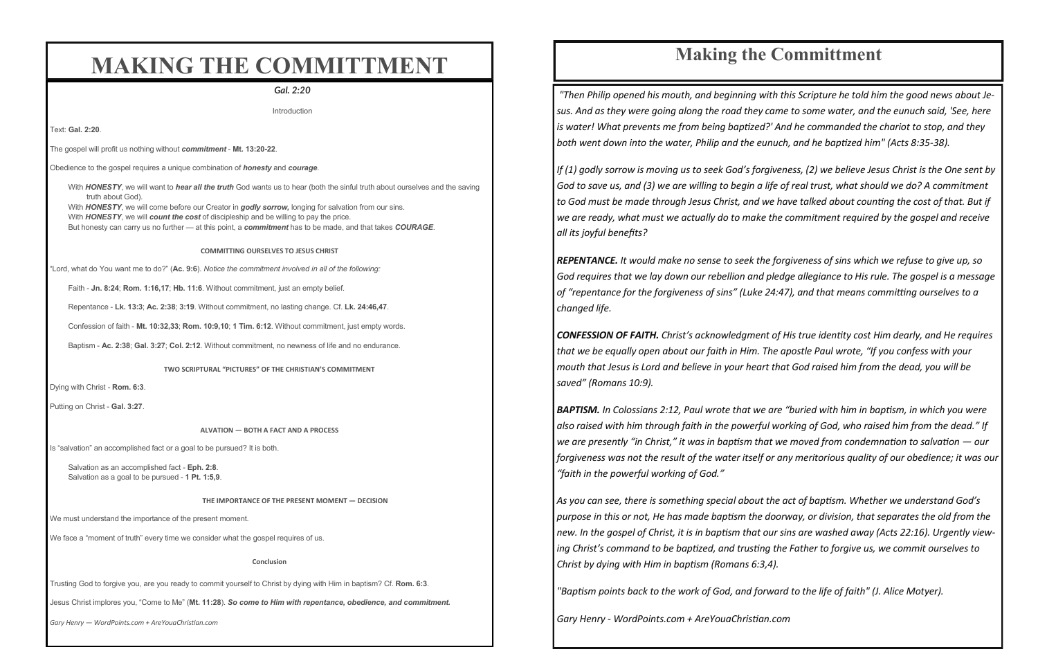# MAKING THE COMMITTMENT

*Gal. 2:20*

Introduction

Text: **Gal. 2:20**.

The gospel will profit us nothing without ***commitment*** - **Mt. 13:20-22**.

Obedience to the gospel requires a unique combination of ***honesty*** and ***courage***.

With ***HONESTY***, we will want to ***hear all the truth*** God wants us to hear (both the sinful truth about ourselves and the saving truth about God).
With ***HONESTY***, we will come before our Creator in ***godly sorrow,*** longing for salvation from our sins.
With ***HONESTY***, we will ***count the cost*** of discipleship and be willing to pay the price.
But honesty can carry us no further — at this point, a ***commitment*** has to be made, and that takes ***COURAGE***.

#### COMMITTING OURSELVES TO JESUS CHRIST

"Lord, what do You want me to do?" (**Ac. 9:6**). *Notice the commitment involved in all of the following:*

Faith - **Jn. 8:24**; **Rom. 1:16,17**; **Hb. 11:6**. Without commitment, just an empty belief.

Repentance - **Lk. 13:3**; **Ac. 2:38**; **3:19**. Without commitment, no lasting change. Cf. **Lk. 24:46,47**.

Confession of faith - **Mt. 10:32,33**; **Rom. 10:9,10**; **1 Tim. 6:12**. Without commitment, just empty words.

Baptism - **Ac. 2:38**; **Gal. 3:27**; **Col. 2:12**. Without commitment, no newness of life and no endurance.

#### TWO SCRIPTURAL "PICTURES" OF THE CHRISTIAN'S COMMITMENT

Dying with Christ - **Rom. 6:3**.

Putting on Christ - **Gal. 3:27**.

#### ALVATION — BOTH A FACT AND A PROCESS

Is "salvation" an accomplished fact or a goal to be pursued? It is both.

Salvation as an accomplished fact - **Eph. 2:8**.
Salvation as a goal to be pursued - **1 Pt. 1:5,9**.

#### THE IMPORTANCE OF THE PRESENT MOMENT — DECISION

We must understand the importance of the present moment.

We face a "moment of truth" every time we consider what the gospel requires of us.

#### Conclusion

Trusting God to forgive you, are you ready to commit yourself to Christ by dying with Him in baptism? Cf. **Rom. 6:3**.

Jesus Christ implores you, "Come to Me" (**Mt. 11:28**). ***So come to Him with repentance, obedience, and commitment.***

*Gary Henry — WordPoints.com + AreYouaChristian.com*

# Making the Committment

*"Then Philip opened his mouth, and beginning with this Scripture he told him the good news about Jesus. And as they were going along the road they came to some water, and the eunuch said, 'See, here is water! What prevents me from being baptized?' And he commanded the chariot to stop, and they both went down into the water, Philip and the eunuch, and he baptized him" (Acts 8:35-38).*

*If (1) godly sorrow is moving us to seek God's forgiveness, (2) we believe Jesus Christ is the One sent by God to save us, and (3) we are willing to begin a life of real trust, what should we do? A commitment to God must be made through Jesus Christ, and we have talked about counting the cost of that. But if we are ready, what must we actually do to make the commitment required by the gospel and receive all its joyful benefits?*

***REPENTANCE.*** *It would make no sense to seek the forgiveness of sins which we refuse to give up, so God requires that we lay down our rebellion and pledge allegiance to His rule. The gospel is a message of "repentance for the forgiveness of sins" (Luke 24:47), and that means committing ourselves to a changed life.*

***CONFESSION OF FAITH.*** *Christ's acknowledgment of His true identity cost Him dearly, and He requires that we be equally open about our faith in Him. The apostle Paul wrote, "If you confess with your mouth that Jesus is Lord and believe in your heart that God raised him from the dead, you will be saved" (Romans 10:9).*

***BAPTISM.*** *In Colossians 2:12, Paul wrote that we are "buried with him in baptism, in which you were also raised with him through faith in the powerful working of God, who raised him from the dead." If we are presently "in Christ," it was in baptism that we moved from condemnation to salvation — our forgiveness was not the result of the water itself or any meritorious quality of our obedience; it was our "faith in the powerful working of God."*

*As you can see, there is something special about the act of baptism. Whether we understand God's purpose in this or not, He has made baptism the doorway, or division, that separates the old from the new. In the gospel of Christ, it is in baptism that our sins are washed away (Acts 22:16). Urgently viewing Christ's command to be baptized, and trusting the Father to forgive us, we commit ourselves to Christ by dying with Him in baptism (Romans 6:3,4).*

*"Baptism points back to the work of God, and forward to the life of faith" (J. Alice Motyer).*

*Gary Henry - WordPoints.com + AreYouaChristian.com*